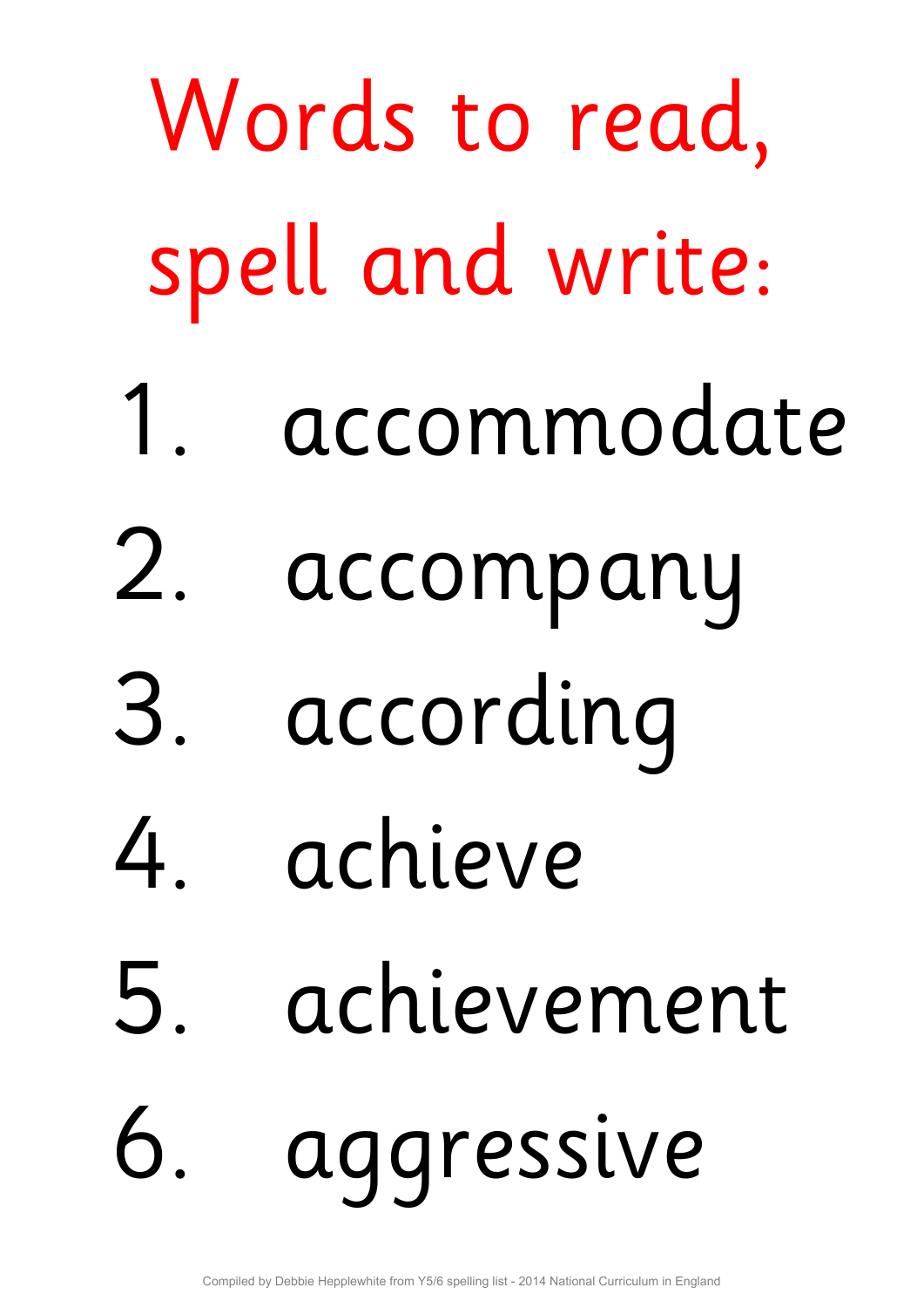# Words to read, spell and write:

1. accommodate
2. accompany
3. according
4. achieve
5. achievement
6. aggressive

Compiled by Debbie Hepplewhite from Y5/6 spelling list - 2014 National Curriculum in England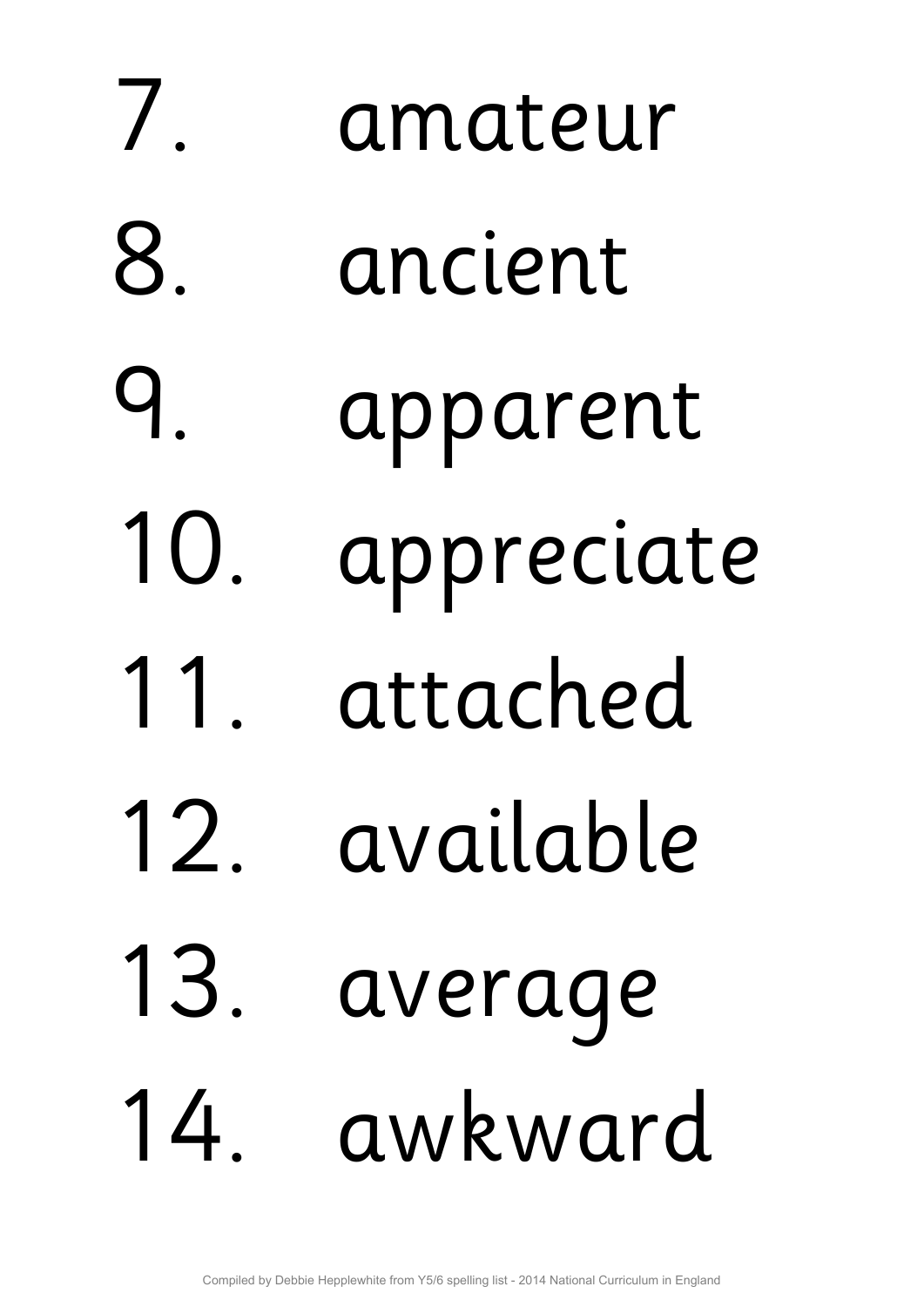7. amateur
8. ancient
9. apparent
10. appreciate
11. attached
12. available
13. average
14. awkward

Compiled by Debbie Hepplewhite from Y5/6 spelling list - 2014 National Curriculum in England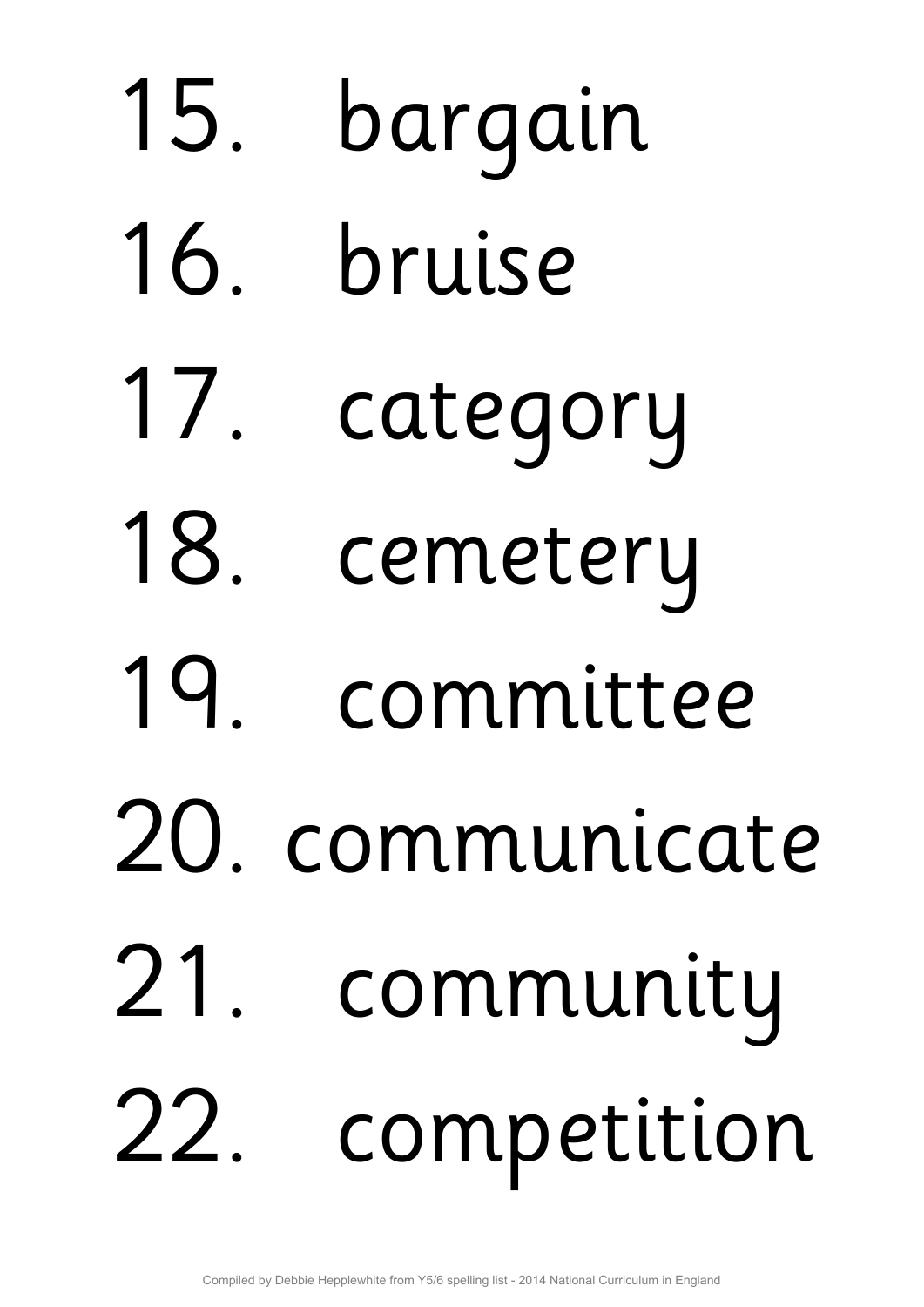15. bargain
16. bruise
17. category
18. cemetery
19. committee
20. communicate
21. community
22. competition

Compiled by Debbie Hepplewhite from Y5/6 spelling list - 2014 National Curriculum in England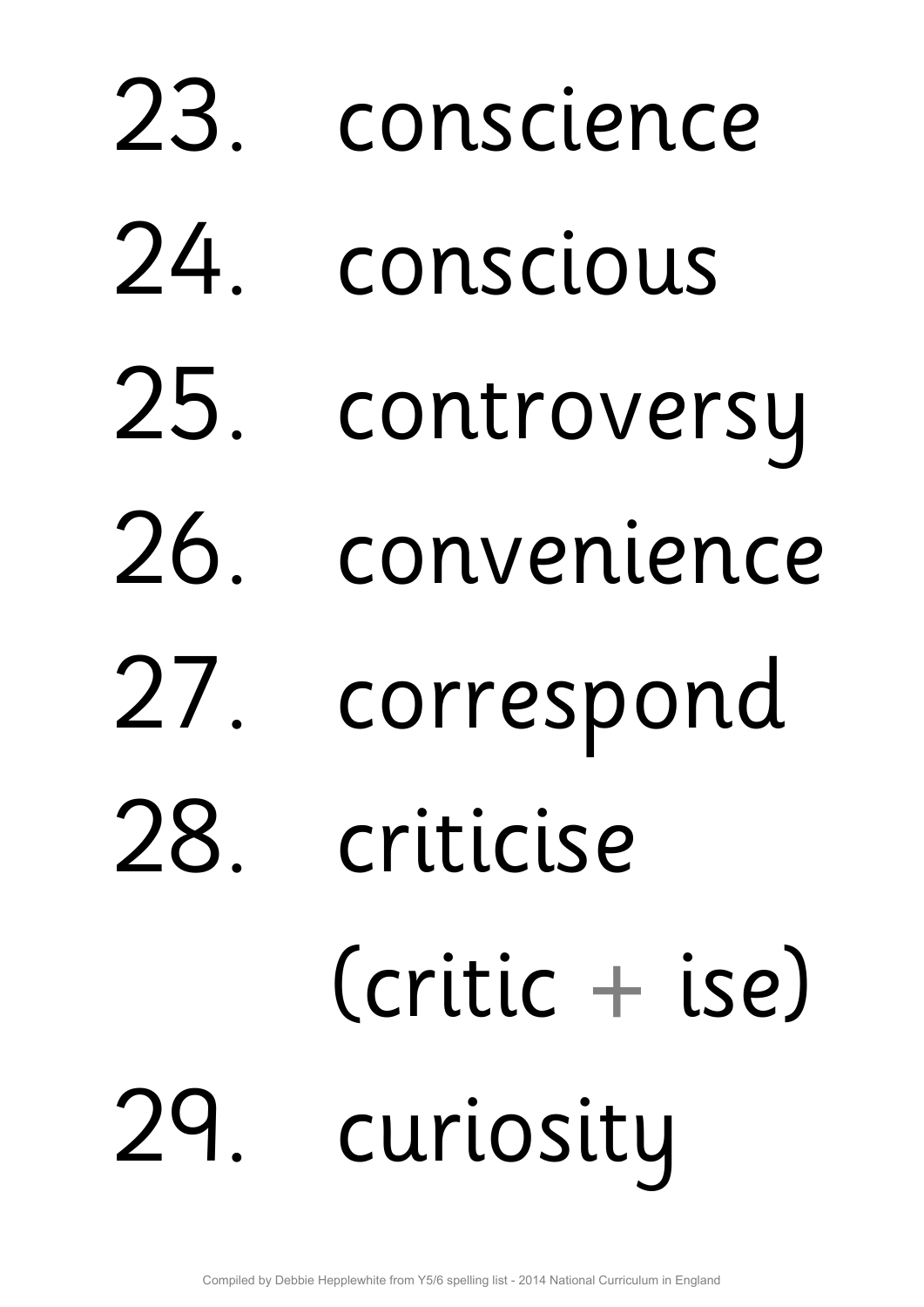23. conscience
24. conscious
25. controversy
26. convenience
27. correspond
28. criticise
    (critic + ise)
29. curiosity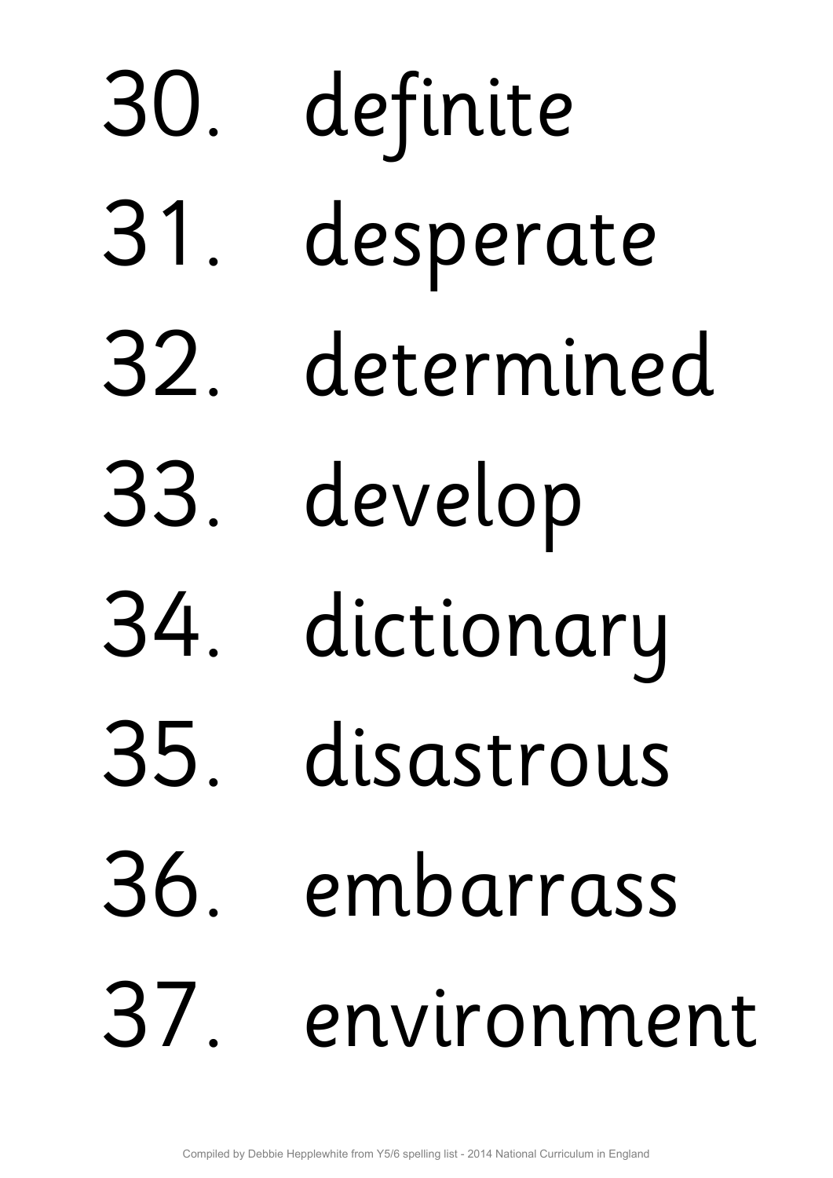30. definite
31. desperate
32. determined
33. develop
34. dictionary
35. disastrous
36. embarrass
37. environment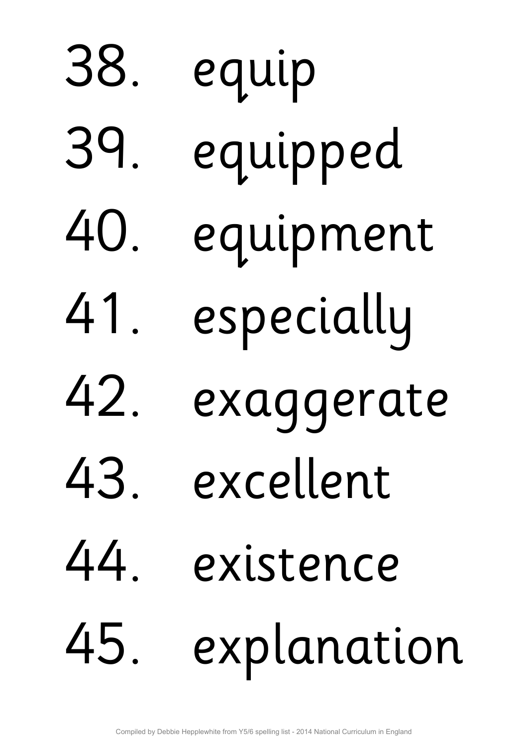38. equip
39. equipped
40. equipment
41. especially
42. exaggerate
43. excellent
44. existence
45. explanation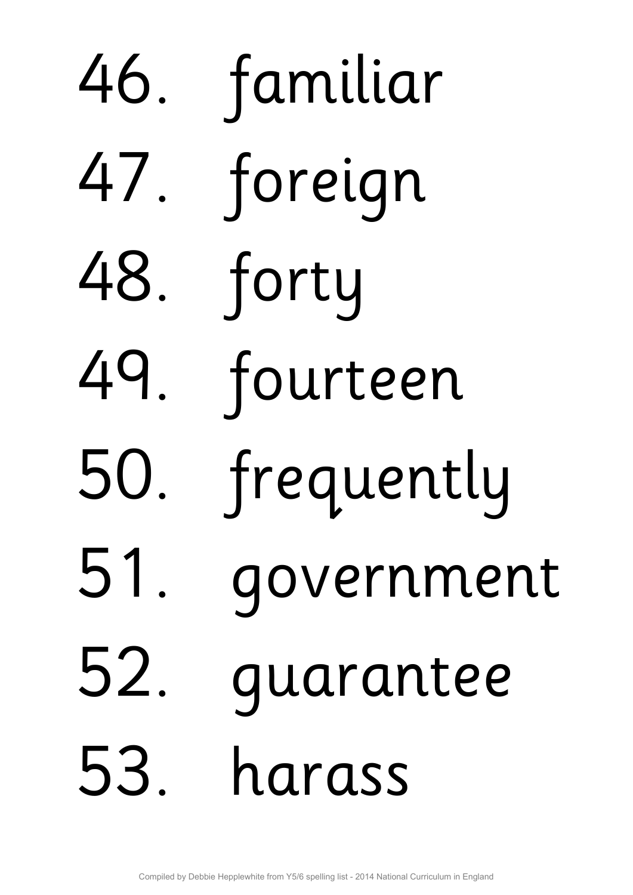46. familiar
47. foreign
48. forty
49. fourteen
50. frequently
51. government
52. guarantee
53. harass

Compiled by Debbie Hepplewhite from Y5/6 spelling list - 2014 National Curriculum in England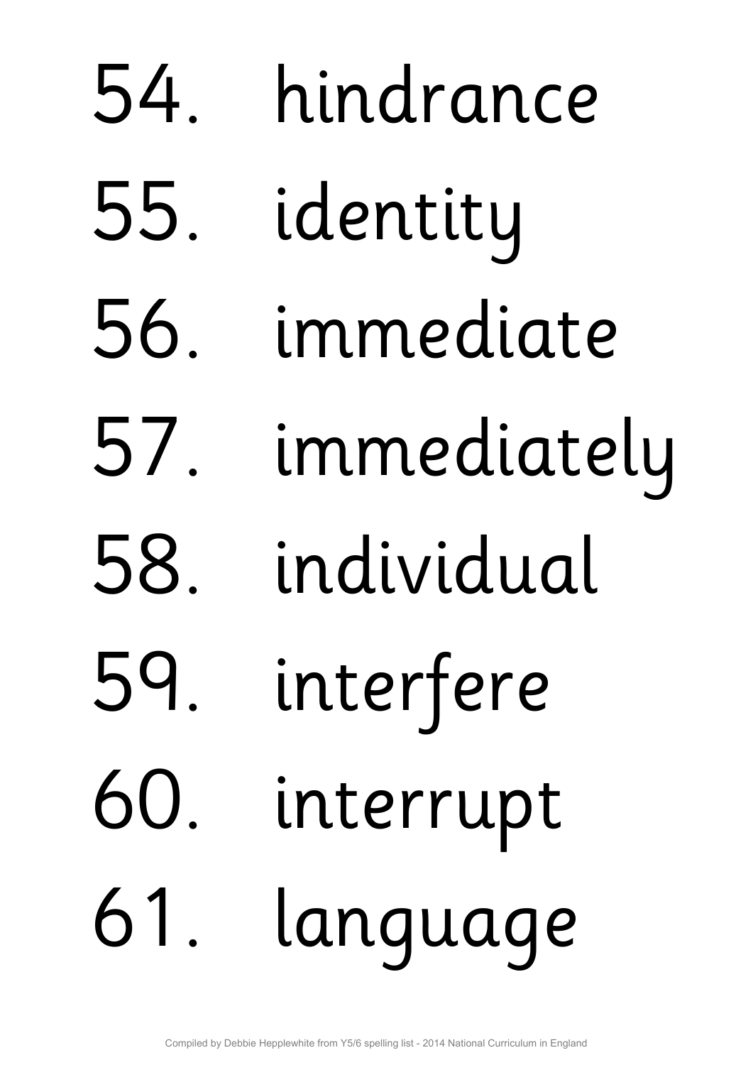54. hindrance
55. identity
56. immediate
57. immediately
58. individual
59. interfere
60. interrupt
61. language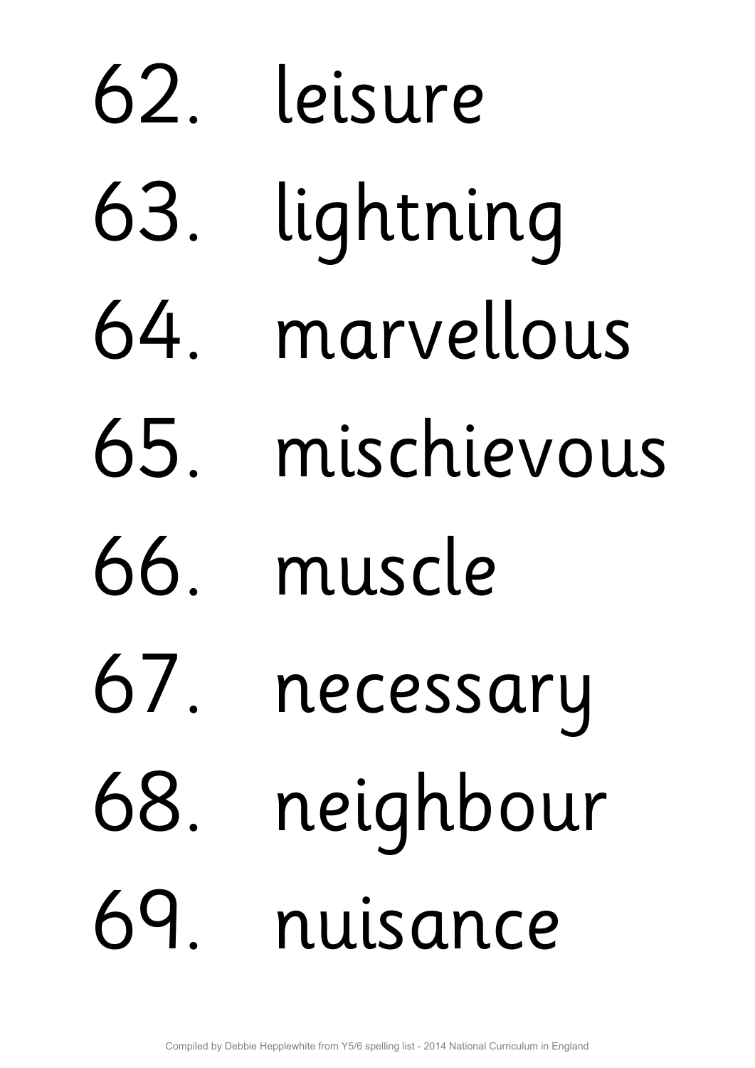62. leisure
63. lightning
64. marvellous
65. mischievous
66. muscle
67. necessary
68. neighbour
69. nuisance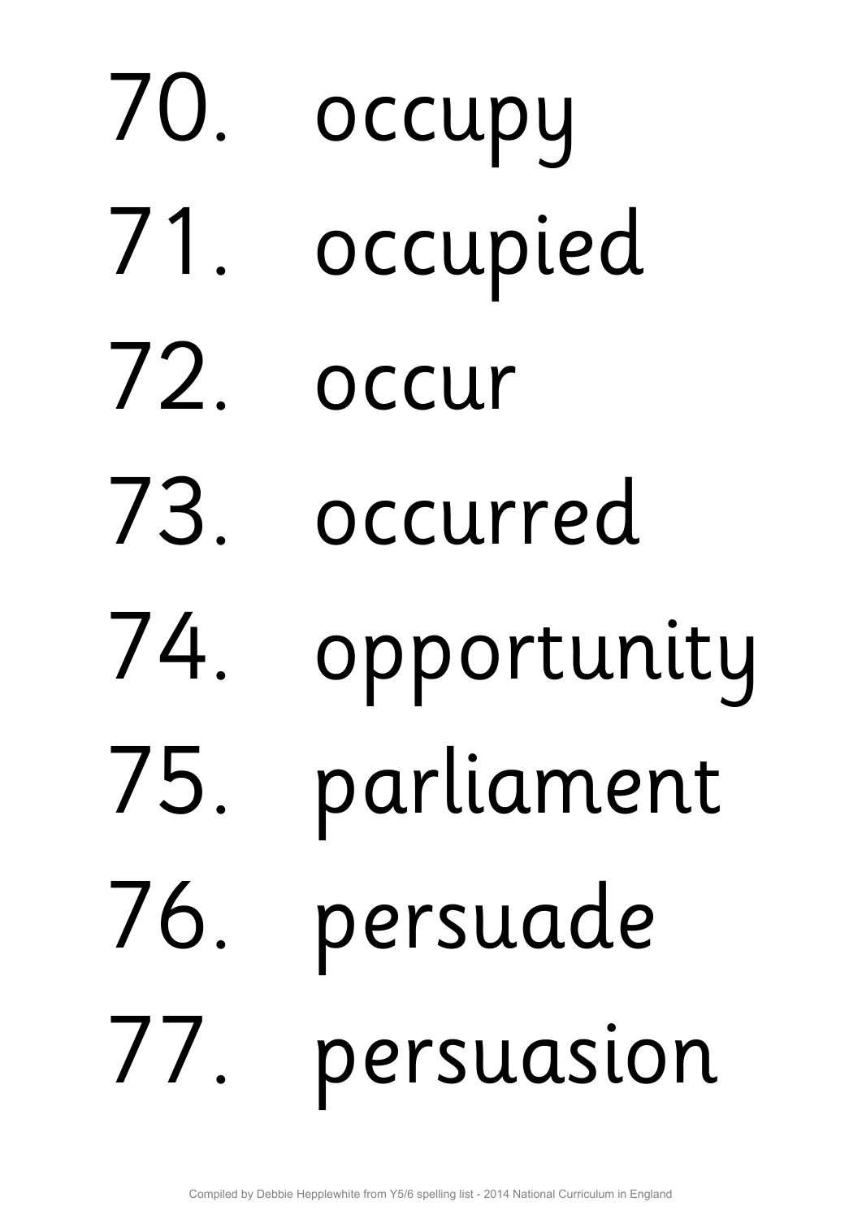70. occupy
71. occupied
72. occur
73. occurred
74. opportunity
75. parliament
76. persuade
77. persuasion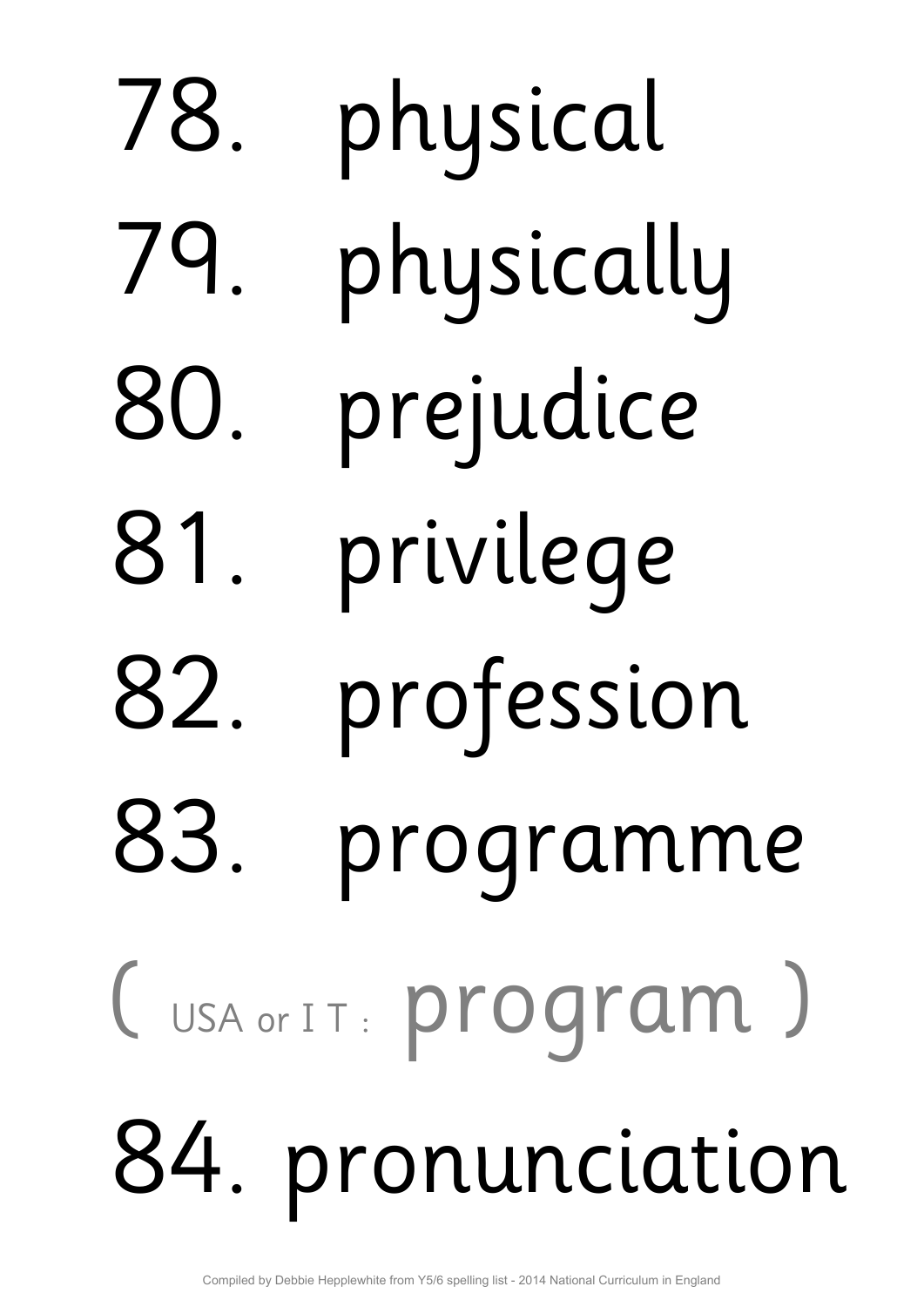78. physical

79. physically

80. prejudice

81. privilege

82. profession

83. programme

( USA or I T : program )

84. pronunciation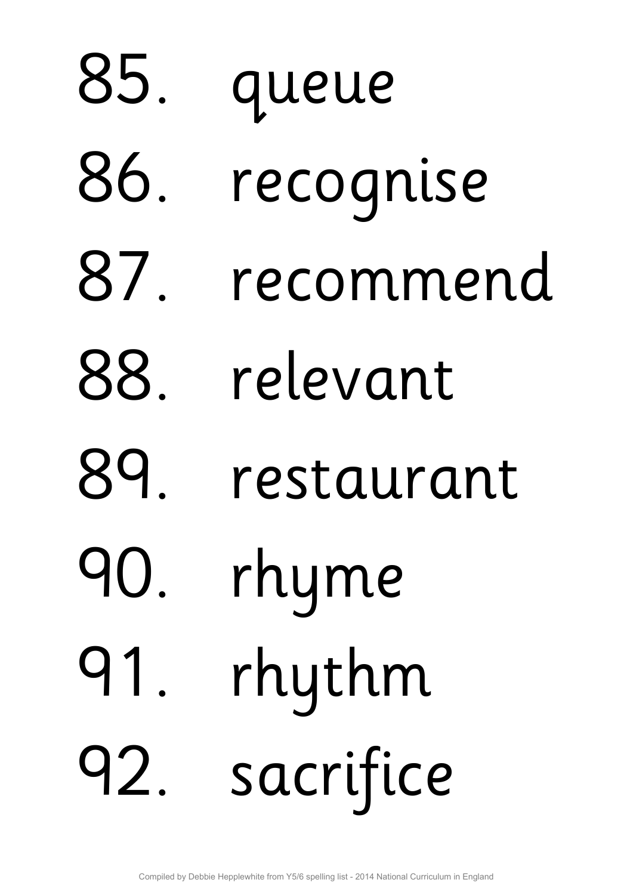85. queue
86. recognise
87. recommend
88. relevant
89. restaurant
90. rhyme
91. rhythm
92. sacrifice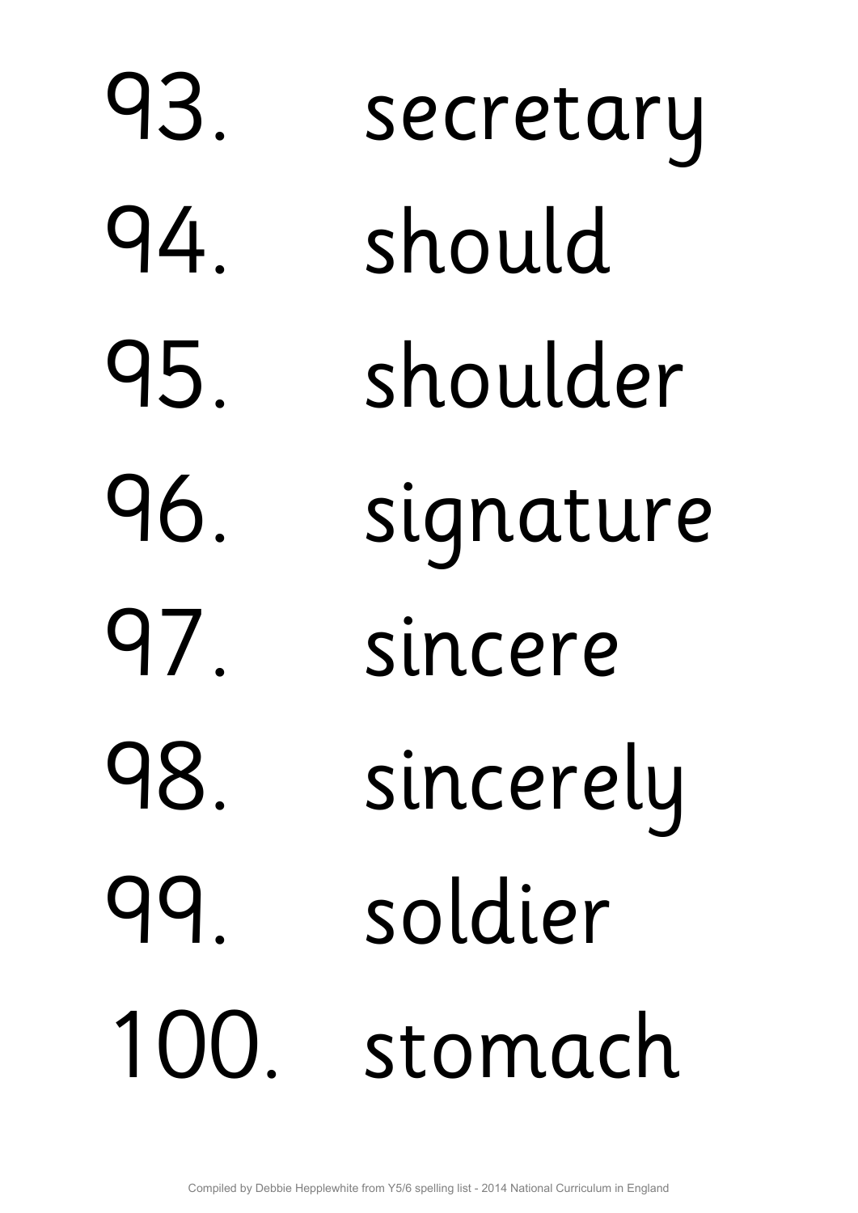93. secretary
94. should
95. shoulder
96. signature
97. sincere
98. sincerely
99. soldier
100. stomach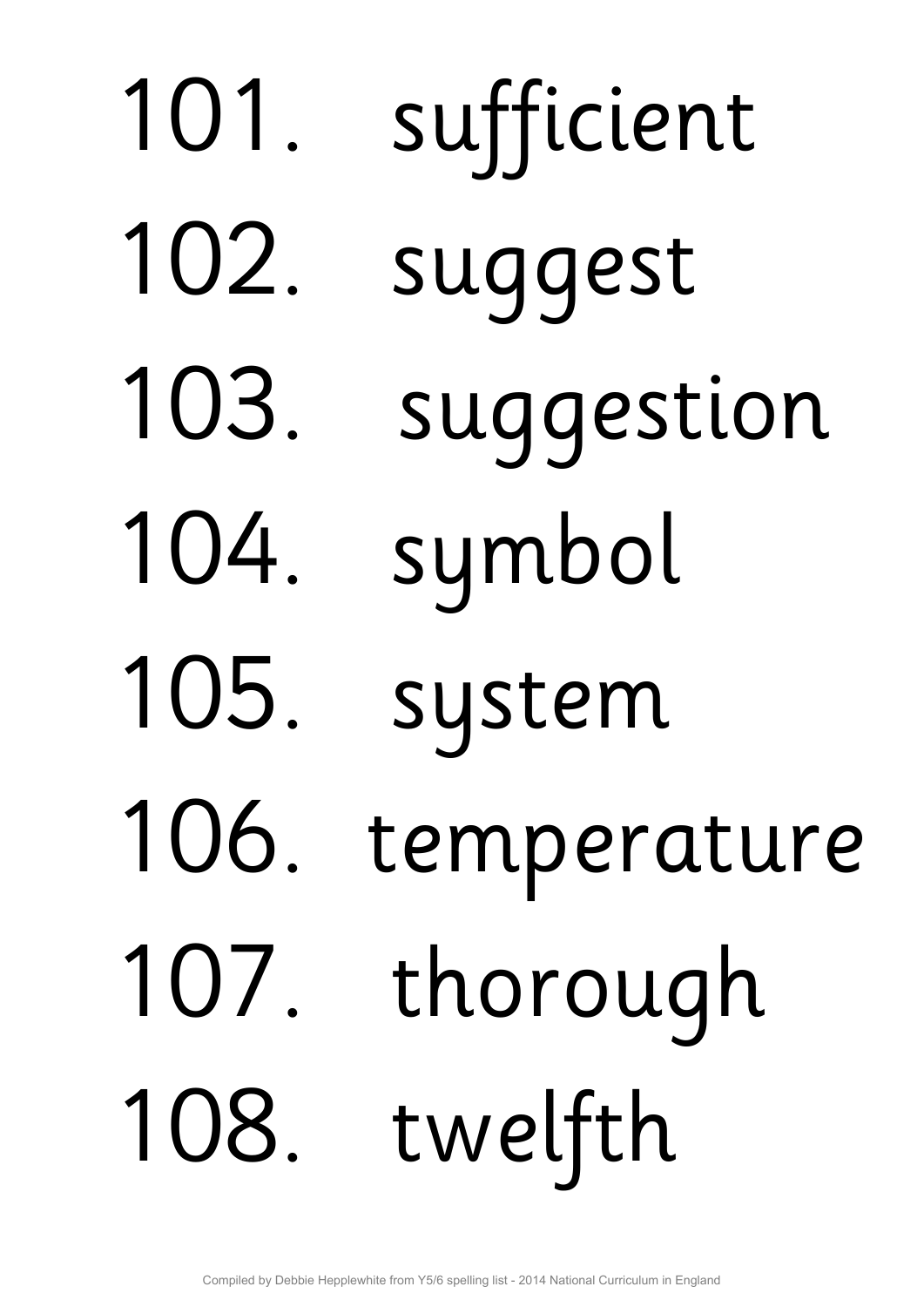101. sufficient
102. suggest
103. suggestion
104. symbol
105. system
106. temperature
107. thorough
108. twelfth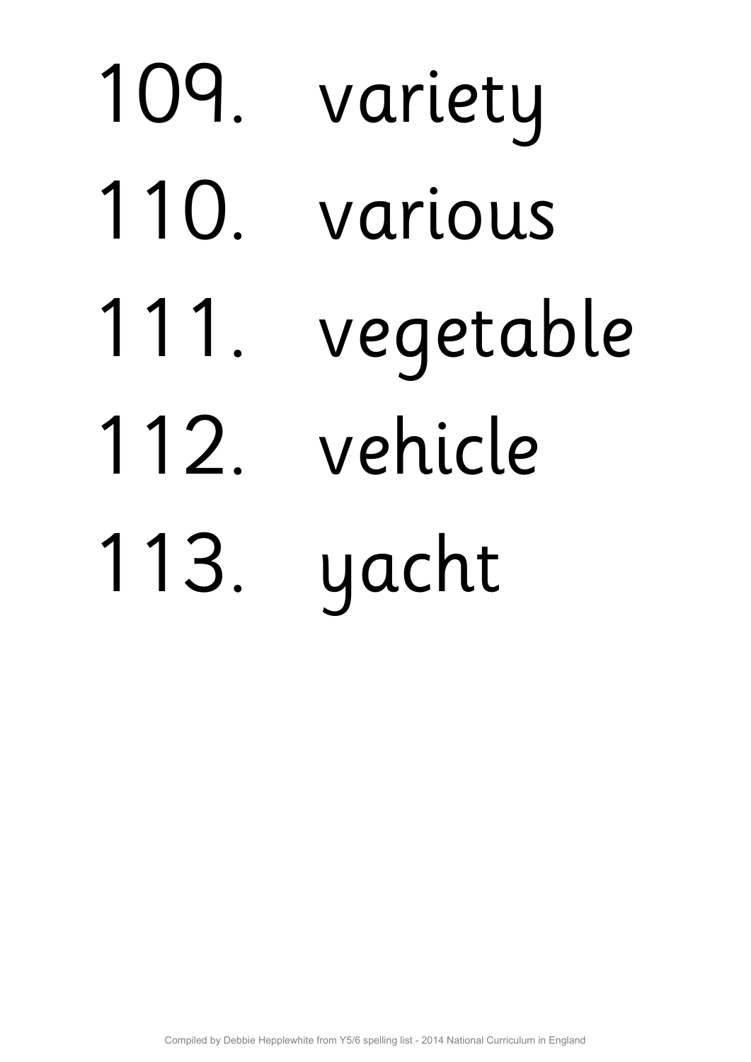109. variety
110. various
111. vegetable
112. vehicle
113. yacht